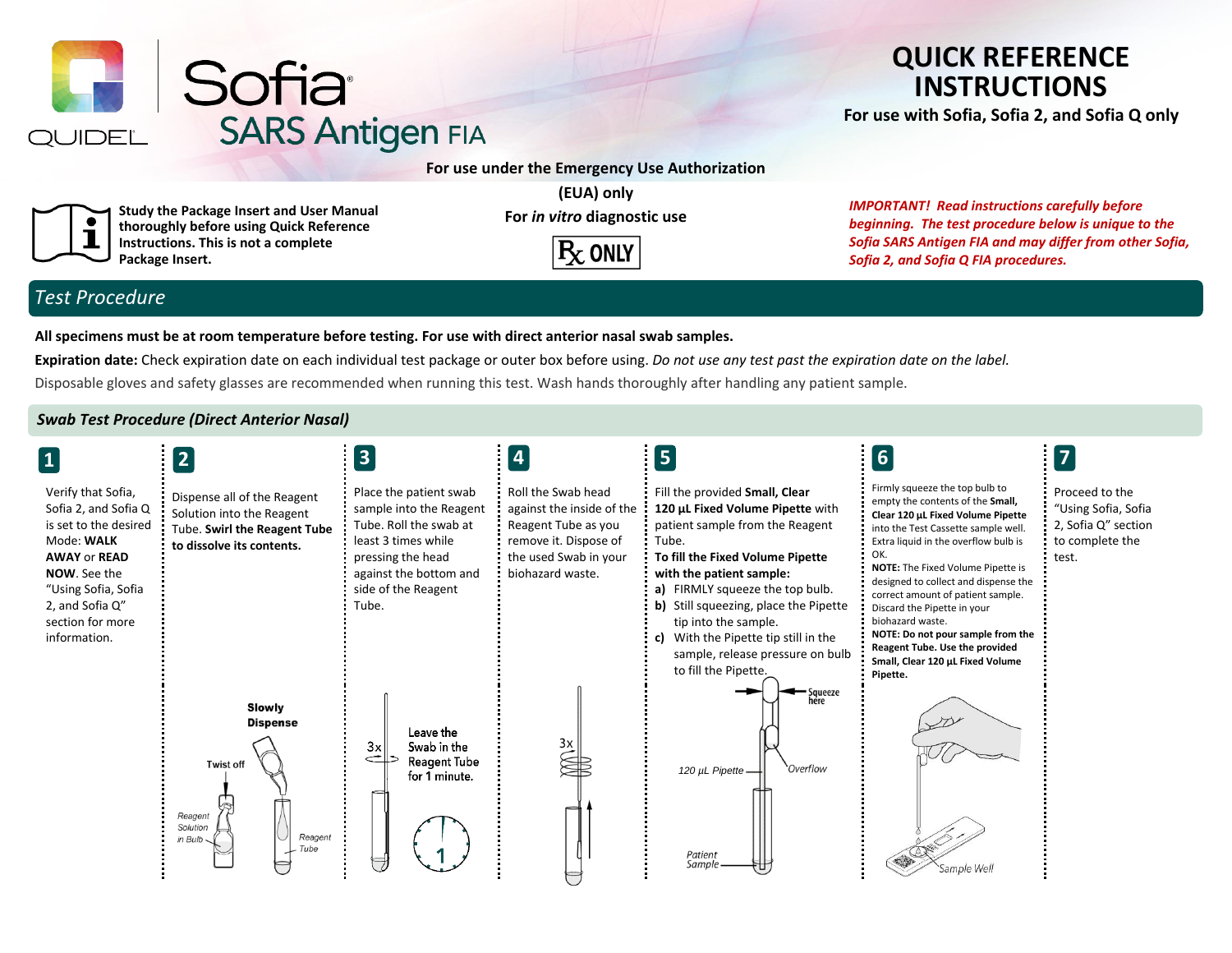# Sofia® SARS Antigen FIA

QUIDEL

## QUICK REFERENCE INSTRUCTIONS

**For use with Sofia, Sofia 2, and Sofia Q only**

**For use under the Emergency Use Authorization (EUA) only**

**For *in vitro* diagnostic use**

**℞ ONLY**

**Study the Package Insert and User Manual thoroughly before using Quick Reference Instructions. This is not a complete Package Insert.**

***IMPORTANT! Read instructions carefully before beginning. The test procedure below is unique to the Sofia SARS Antigen FIA and may differ from other Sofia, Sofia 2, and Sofia Q FIA procedures.***

## *Test Procedure*

**All specimens must be at room temperature before testing. For use with direct anterior nasal swab samples.**

**Expiration date:** Check expiration date on each individual test package or outer box before using. *Do not use any test past the expiration date on the label.*

Disposable gloves and safety glasses are recommended when running this test. Wash hands thoroughly after handling any patient sample.

### *Swab Test Procedure (Direct Anterior Nasal)*

**1**

Verify that Sofia, Sofia 2, and Sofia Q is set to the desired Mode: **WALK AWAY** or **READ NOW**. See the "Using Sofia, Sofia 2, and Sofia Q" section for more information.

**2**

Dispense all of the Reagent Solution into the Reagent Tube. **Swirl the Reagent Tube to dissolve its contents.**

Slowly Dispense

Twist off

Reagent Solution in Bulb

Reagent Tube

**3**

Place the patient swab sample into the Reagent Tube. Roll the swab at least 3 times while pressing the head against the bottom and side of the Reagent Tube.

3x

Leave the Swab in the Reagent Tube for 1 minute.

**4**

Roll the Swab head against the inside of the Reagent Tube as you remove it. Dispose of the used Swab in your biohazard waste.

3x

**5**

Fill the provided **Small, Clear 120 µL Fixed Volume Pipette** with patient sample from the Reagent Tube.

**To fill the Fixed Volume Pipette with the patient sample:**

- **a)** FIRMLY squeeze the top bulb.
- **b)** Still squeezing, place the Pipette tip into the sample.
- **c)** With the Pipette tip still in the sample, release pressure on bulb to fill the Pipette.

Squeeze here

120 µL Pipette

Overflow

Patient Sample

**6**

Firmly squeeze the top bulb to empty the contents of the **Small, Clear 120 µL Fixed Volume Pipette** into the Test Cassette sample well. Extra liquid in the overflow bulb is OK.

**NOTE:** The Fixed Volume Pipette is designed to collect and dispense the correct amount of patient sample. Discard the Pipette in your biohazard waste.

**NOTE: Do not pour sample from the Reagent Tube. Use the provided Small, Clear 120 µL Fixed Volume Pipette.**

Sample Well

**7**

Proceed to the "Using Sofia, Sofia 2, Sofia Q" section to complete the test.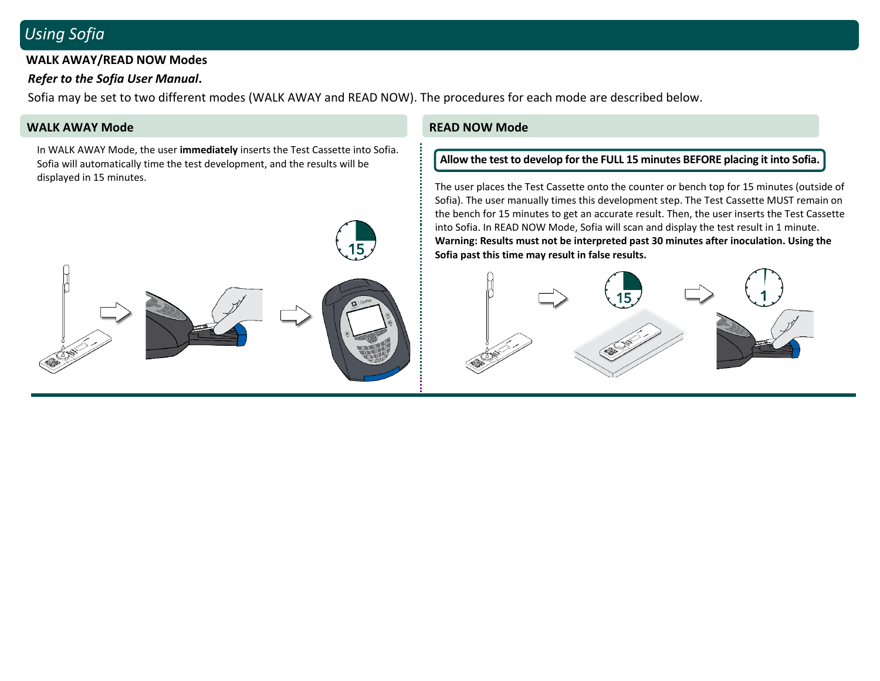# Using Sofia

**WALK AWAY/READ NOW Modes**

***Refer to the Sofia User Manual*.**

Sofia may be set to two different modes (WALK AWAY and READ NOW). The procedures for each mode are described below.

## WALK AWAY Mode

In WALK AWAY Mode, the user **immediately** inserts the Test Cassette into Sofia. Sofia will automatically time the test development, and the results will be displayed in 15 minutes.

## READ NOW Mode

**Allow the test to develop for the FULL 15 minutes BEFORE placing it into Sofia.**

The user places the Test Cassette onto the counter or bench top for 15 minutes (outside of Sofia). The user manually times this development step. The Test Cassette MUST remain on the bench for 15 minutes to get an accurate result. Then, the user inserts the Test Cassette into Sofia. In READ NOW Mode, Sofia will scan and display the test result in 1 minute.

**Warning: Results must not be interpreted past 30 minutes after inoculation. Using the Sofia past this time may result in false results.**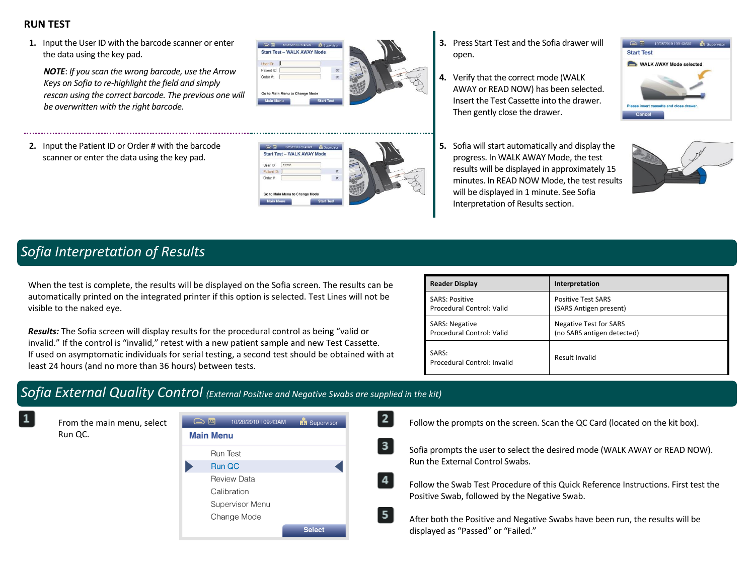## RUN TEST

1. Input the User ID with the barcode scanner or enter the data using the key pad.

   ***NOTE**: If you scan the wrong barcode, use the Arrow Keys on Sofia to re-highlight the field and simply rescan using the correct barcode. The previous one will be overwritten with the right barcode.*

2. Input the Patient ID or Order # with the barcode scanner or enter the data using the key pad.

3. Press Start Test and the Sofia drawer will open.

4. Verify that the correct mode (WALK AWAY or READ NOW) has been selected. Insert the Test Cassette into the drawer. Then gently close the drawer.

5. Sofia will start automatically and display the progress. In WALK AWAY Mode, the test results will be displayed in approximately 15 minutes. In READ NOW Mode, the test results will be displayed in 1 minute. See Sofia Interpretation of Results section.

## *Sofia Interpretation of Results*

When the test is complete, the results will be displayed on the Sofia screen. The results can be automatically printed on the integrated printer if this option is selected. Test Lines will not be visible to the naked eye.

***Results:*** The Sofia screen will display results for the procedural control as being "valid or invalid." If the control is "invalid," retest with a new patient sample and new Test Cassette. If used on asymptomatic individuals for serial testing, a second test should be obtained with at least 24 hours (and no more than 36 hours) between tests.

| Reader Display | Interpretation |
|---|---|
| SARS: Positive<br>Procedural Control: Valid | Positive Test SARS<br>(SARS Antigen present) |
| SARS: Negative<br>Procedural Control: Valid | Negative Test for SARS<br>(no SARS antigen detected) |
| SARS:<br>Procedural Control: Invalid | Result Invalid |

## *Sofia External Quality Control* *(External Positive and Negative Swabs are supplied in the kit)*

1. From the main menu, select Run QC.

2. Follow the prompts on the screen. Scan the QC Card (located on the kit box).

3. Sofia prompts the user to select the desired mode (WALK AWAY or READ NOW). Run the External Control Swabs.

4. Follow the Swab Test Procedure of this Quick Reference Instructions. First test the Positive Swab, followed by the Negative Swab.

5. After both the Positive and Negative Swabs have been run, the results will be displayed as "Passed" or "Failed."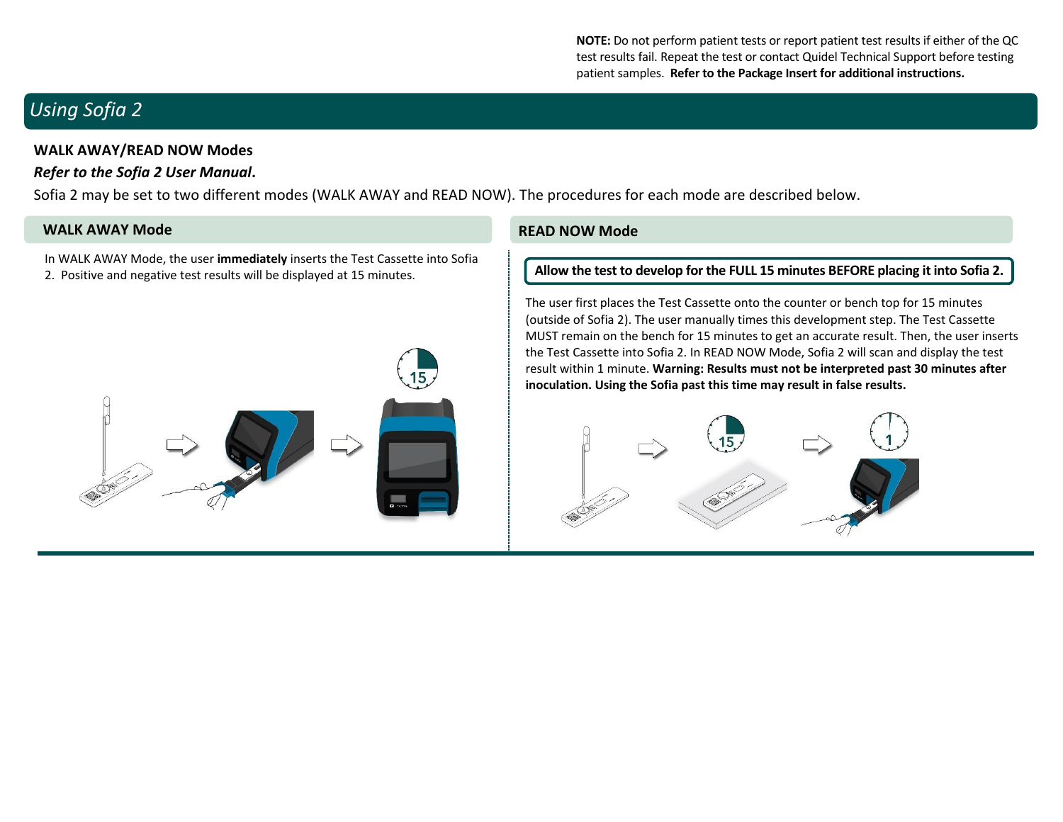**NOTE:** Do not perform patient tests or report patient test results if either of the QC test results fail. Repeat the test or contact Quidel Technical Support before testing patient samples. **Refer to the Package Insert for additional instructions.**

## *Using Sofia 2*

**WALK AWAY/READ NOW Modes**

***Refer to the Sofia 2 User Manual*.**

Sofia 2 may be set to two different modes (WALK AWAY and READ NOW). The procedures for each mode are described below.

### WALK AWAY Mode

In WALK AWAY Mode, the user **immediately** inserts the Test Cassette into Sofia 2. Positive and negative test results will be displayed at 15 minutes.

### READ NOW Mode

**Allow the test to develop for the FULL 15 minutes BEFORE placing it into Sofia 2.**

The user first places the Test Cassette onto the counter or bench top for 15 minutes (outside of Sofia 2). The user manually times this development step. The Test Cassette MUST remain on the bench for 15 minutes to get an accurate result. Then, the user inserts the Test Cassette into Sofia 2. In READ NOW Mode, Sofia 2 will scan and display the test result within 1 minute. **Warning: Results must not be interpreted past 30 minutes after inoculation. Using the Sofia past this time may result in false results.**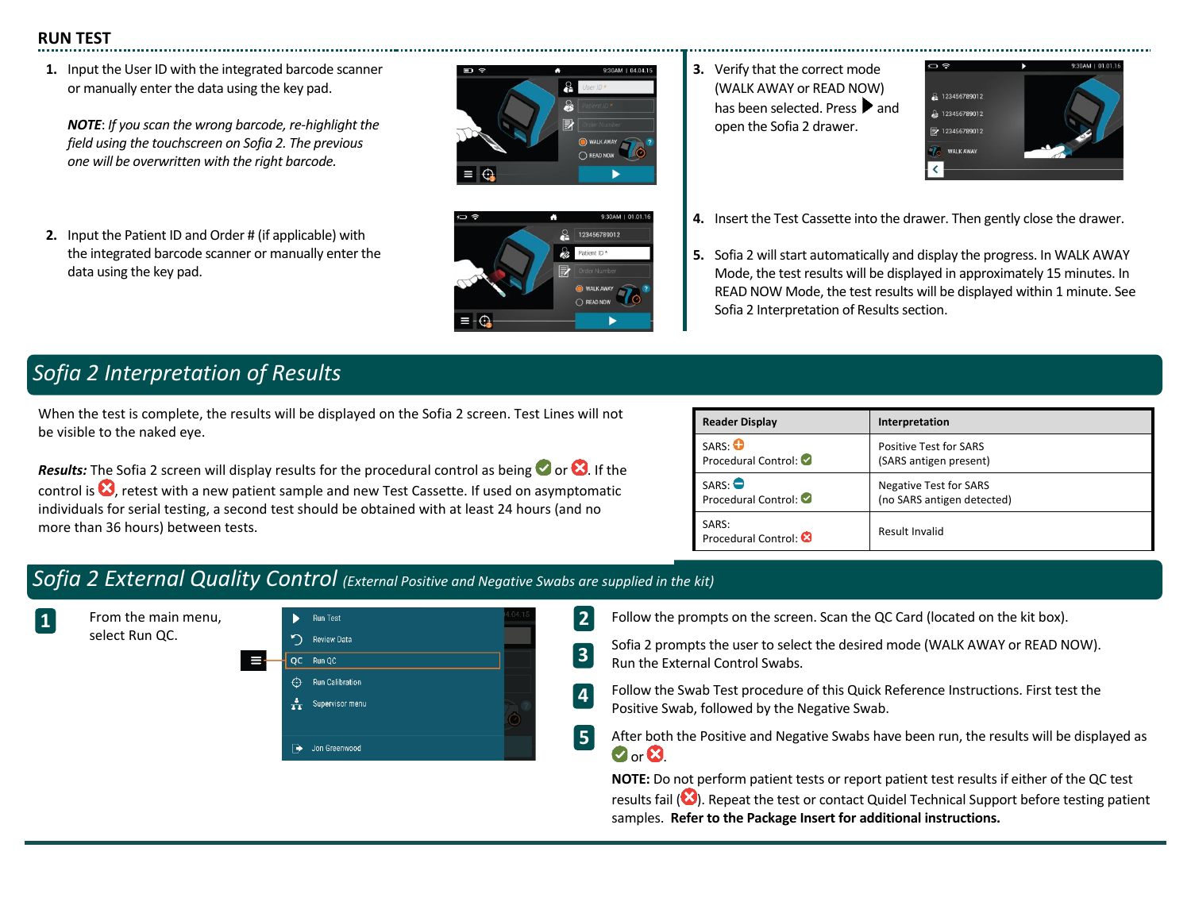## RUN TEST

1. Input the User ID with the integrated barcode scanner or manually enter the data using the key pad.

   *NOTE: If you scan the wrong barcode, re-highlight the field using the touchscreen on Sofia 2. The previous one will be overwritten with the right barcode.*

2. Input the Patient ID and Order # (if applicable) with the integrated barcode scanner or manually enter the data using the key pad.

3. Verify that the correct mode (WALK AWAY or READ NOW) has been selected. Press ▶ and open the Sofia 2 drawer.

4. Insert the Test Cassette into the drawer. Then gently close the drawer.

5. Sofia 2 will start automatically and display the progress. In WALK AWAY Mode, the test results will be displayed in approximately 15 minutes. In READ NOW Mode, the test results will be displayed within 1 minute. See Sofia 2 Interpretation of Results section.

# Sofia 2 Interpretation of Results

When the test is complete, the results will be displayed on the Sofia 2 screen. Test Lines will not be visible to the naked eye.

***Results:*** The Sofia 2 screen will display results for the procedural control as being ✅ or ❌. If the control is ❌, retest with a new patient sample and new Test Cassette. If used on asymptomatic individuals for serial testing, a second test should be obtained with at least 24 hours (and no more than 36 hours) between tests.

| Reader Display | Interpretation |
|---|---|
| SARS: ➕<br>Procedural Control: ✅ | Positive Test for SARS<br>(SARS antigen present) |
| SARS: ➖<br>Procedural Control: ✅ | Negative Test for SARS<br>(no SARS antigen detected) |
| SARS:<br>Procedural Control: ❌ | Result Invalid |

# Sofia 2 External Quality Control *(External Positive and Negative Swabs are supplied in the kit)*

1. From the main menu, select Run QC.

2. Follow the prompts on the screen. Scan the QC Card (located on the kit box).

3. Sofia 2 prompts the user to select the desired mode (WALK AWAY or READ NOW). Run the External Control Swabs.

4. Follow the Swab Test procedure of this Quick Reference Instructions. First test the Positive Swab, followed by the Negative Swab.

5. After both the Positive and Negative Swabs have been run, the results will be displayed as ✅ or ❌.

   **NOTE:** Do not perform patient tests or report patient test results if either of the QC test results fail (❌). Repeat the test or contact Quidel Technical Support before testing patient samples. **Refer to the Package Insert for additional instructions.**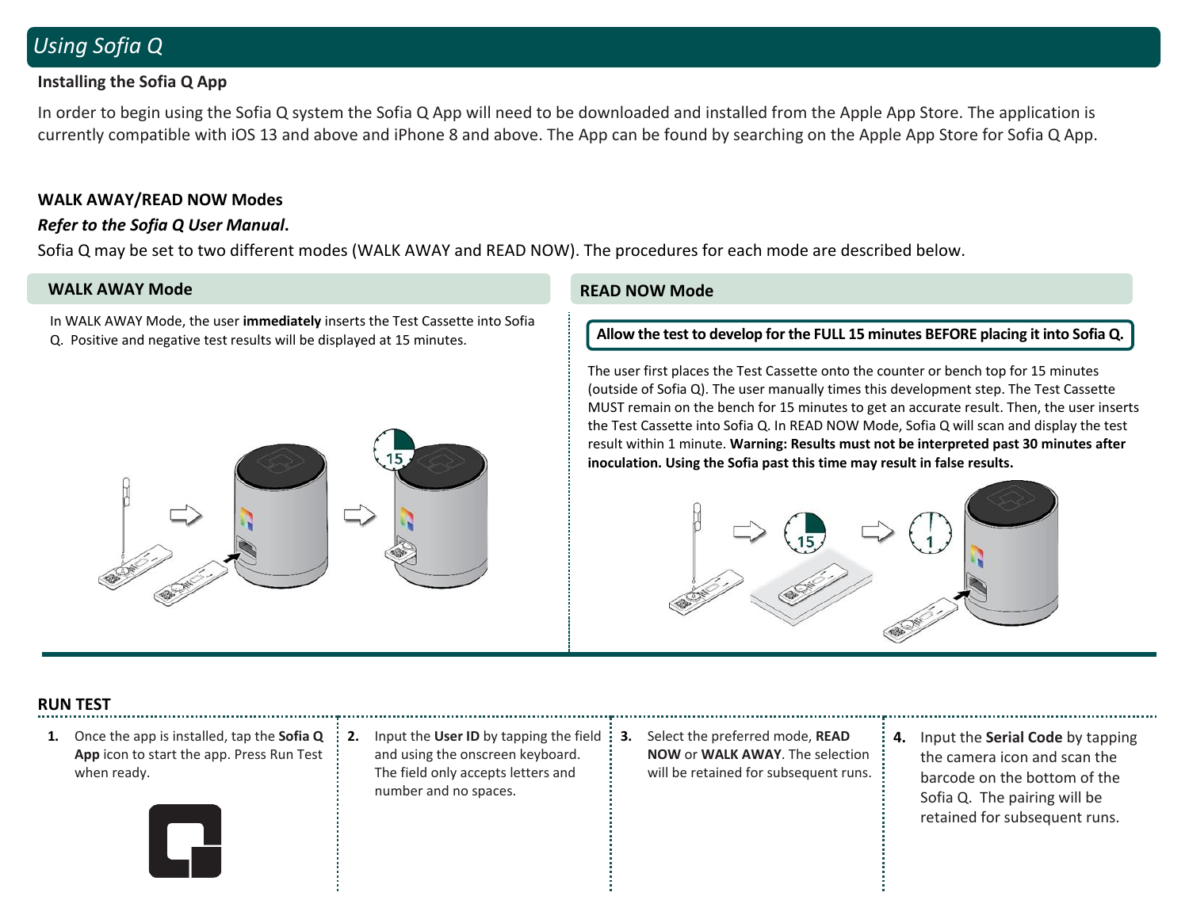# Using Sofia Q

## Installing the Sofia Q App

In order to begin using the Sofia Q system the Sofia Q App will need to be downloaded and installed from the Apple App Store. The application is currently compatible with iOS 13 and above and iPhone 8 and above. The App can be found by searching on the Apple App Store for Sofia Q App.

## WALK AWAY/READ NOW Modes

***Refer to the Sofia Q User Manual*.**

Sofia Q may be set to two different modes (WALK AWAY and READ NOW). The procedures for each mode are described below.

### WALK AWAY Mode

In WALK AWAY Mode, the user **immediately** inserts the Test Cassette into Sofia Q. Positive and negative test results will be displayed at 15 minutes.

### READ NOW Mode

**Allow the test to develop for the FULL 15 minutes BEFORE placing it into Sofia Q.**

The user first places the Test Cassette onto the counter or bench top for 15 minutes (outside of Sofia Q). The user manually times this development step. The Test Cassette MUST remain on the bench for 15 minutes to get an accurate result. Then, the user inserts the Test Cassette into Sofia Q. In READ NOW Mode, Sofia Q will scan and display the test result within 1 minute. **Warning: Results must not be interpreted past 30 minutes after inoculation. Using the Sofia past this time may result in false results.**

## RUN TEST

1. Once the app is installed, tap the **Sofia Q App** icon to start the app. Press Run Test when ready.
2. Input the **User ID** by tapping the field and using the onscreen keyboard. The field only accepts letters and number and no spaces.
3. Select the preferred mode, **READ NOW** or **WALK AWAY**. The selection will be retained for subsequent runs.
4. Input the **Serial Code** by tapping the camera icon and scan the barcode on the bottom of the Sofia Q. The pairing will be retained for subsequent runs.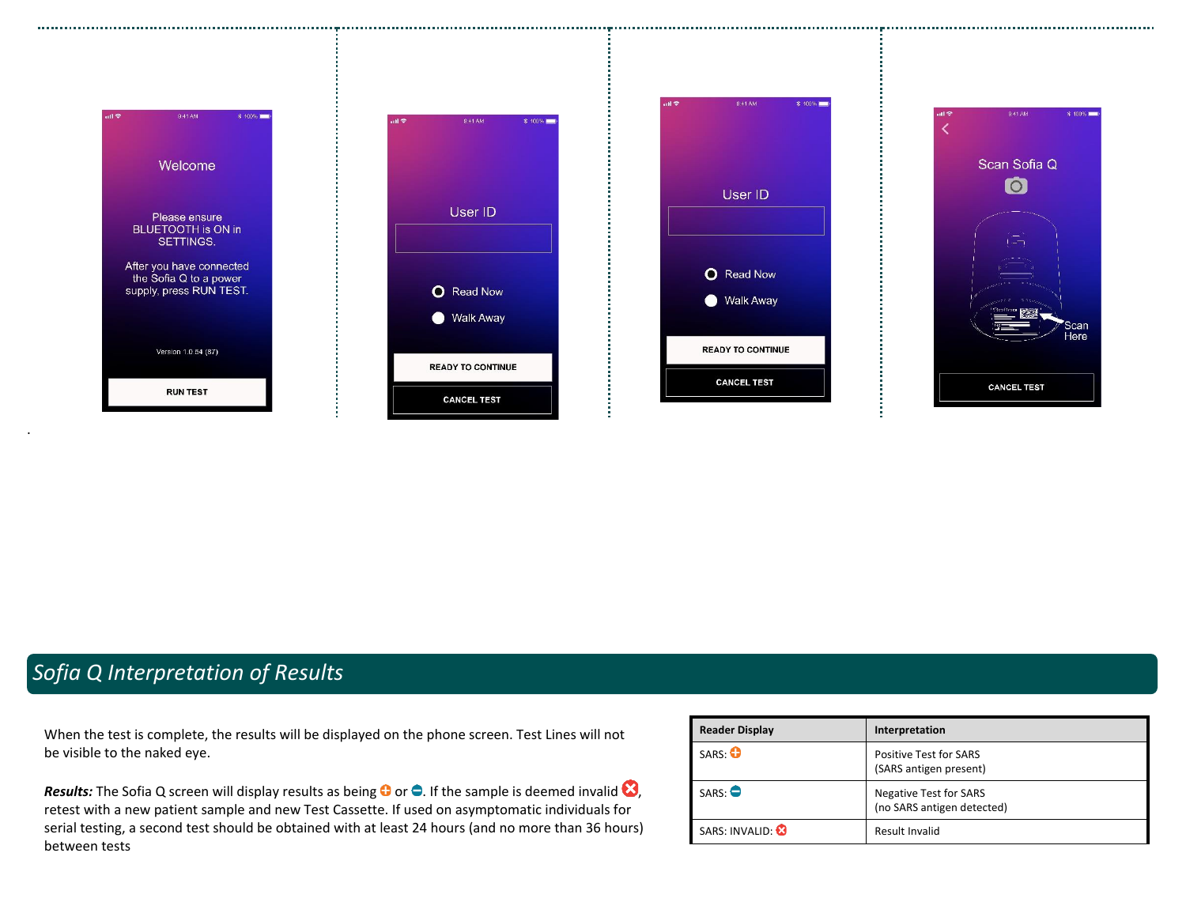Welcome

Please ensure BLUETOOTH is ON in SETTINGS.

After you have connected the Sofia Q to a power supply, press RUN TEST.

Version 1.0.54 (87)

RUN TEST

User ID

Read Now

Walk Away

READY TO CONTINUE

CANCEL TEST

User ID

Read Now

Walk Away

READY TO CONTINUE

CANCEL TEST

Scan Sofia Q

Scan Here

CANCEL TEST

## Sofia Q Interpretation of Results

When the test is complete, the results will be displayed on the phone screen. Test Lines will not be visible to the naked eye.

***Results:*** The Sofia Q screen will display results as being ⊕ or ⊖. If the sample is deemed invalid ⊗, retest with a new patient sample and new Test Cassette. If used on asymptomatic individuals for serial testing, a second test should be obtained with at least 24 hours (and no more than 36 hours) between tests

| Reader Display | Interpretation |
|---|---|
| SARS: ⊕ | Positive Test for SARS (SARS antigen present) |
| SARS: ⊖ | Negative Test for SARS (no SARS antigen detected) |
| SARS: INVALID: ⊗ | Result Invalid |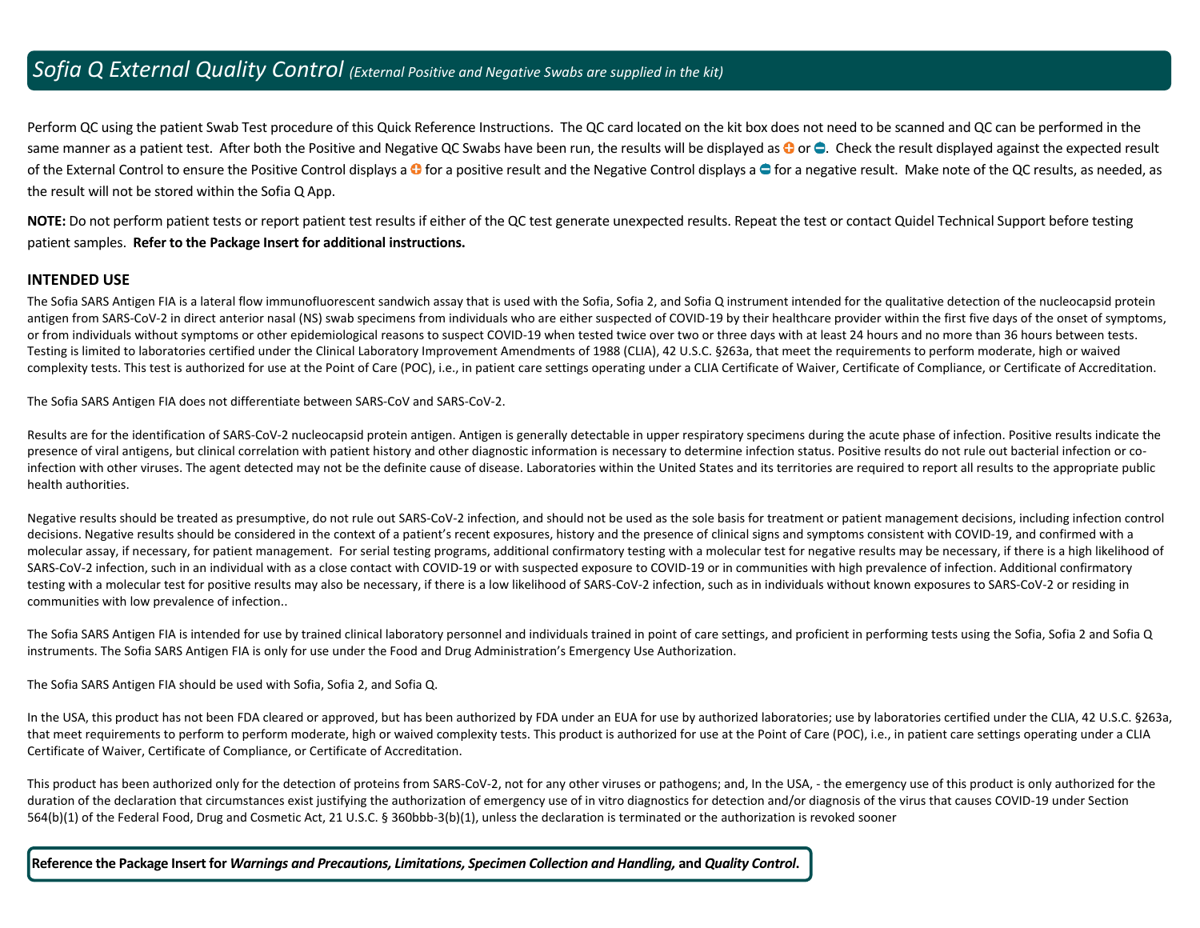## *Sofia Q External Quality Control* *(External Positive and Negative Swabs are supplied in the kit)*

Perform QC using the patient Swab Test procedure of this Quick Reference Instructions. The QC card located on the kit box does not need to be scanned and QC can be performed in the same manner as a patient test. After both the Positive and Negative QC Swabs have been run, the results will be displayed as ⊕ or ⊖. Check the result displayed against the expected result of the External Control to ensure the Positive Control displays a ⊕ for a positive result and the Negative Control displays a ⊖ for a negative result. Make note of the QC results, as needed, as the result will not be stored within the Sofia Q App.

**NOTE:** Do not perform patient tests or report patient test results if either of the QC test generate unexpected results. Repeat the test or contact Quidel Technical Support before testing patient samples. **Refer to the Package Insert for additional instructions.**

### INTENDED USE

The Sofia SARS Antigen FIA is a lateral flow immunofluorescent sandwich assay that is used with the Sofia, Sofia 2, and Sofia Q instrument intended for the qualitative detection of the nucleocapsid protein antigen from SARS-CoV-2 in direct anterior nasal (NS) swab specimens from individuals who are either suspected of COVID-19 by their healthcare provider within the first five days of the onset of symptoms, or from individuals without symptoms or other epidemiological reasons to suspect COVID-19 when tested twice over two or three days with at least 24 hours and no more than 36 hours between tests. Testing is limited to laboratories certified under the Clinical Laboratory Improvement Amendments of 1988 (CLIA), 42 U.S.C. §263a, that meet the requirements to perform moderate, high or waived complexity tests. This test is authorized for use at the Point of Care (POC), i.e., in patient care settings operating under a CLIA Certificate of Waiver, Certificate of Compliance, or Certificate of Accreditation.

The Sofia SARS Antigen FIA does not differentiate between SARS-CoV and SARS-CoV-2.

Results are for the identification of SARS-CoV-2 nucleocapsid protein antigen. Antigen is generally detectable in upper respiratory specimens during the acute phase of infection. Positive results indicate the presence of viral antigens, but clinical correlation with patient history and other diagnostic information is necessary to determine infection status. Positive results do not rule out bacterial infection or co-infection with other viruses. The agent detected may not be the definite cause of disease. Laboratories within the United States and its territories are required to report all results to the appropriate public health authorities.

Negative results should be treated as presumptive, do not rule out SARS-CoV-2 infection, and should not be used as the sole basis for treatment or patient management decisions, including infection control decisions. Negative results should be considered in the context of a patient's recent exposures, history and the presence of clinical signs and symptoms consistent with COVID-19, and confirmed with a molecular assay, if necessary, for patient management. For serial testing programs, additional confirmatory testing with a molecular test for negative results may be necessary, if there is a high likelihood of SARS-CoV-2 infection, such in an individual with as a close contact with COVID-19 or with suspected exposure to COVID-19 or in communities with high prevalence of infection. Additional confirmatory testing with a molecular test for positive results may also be necessary, if there is a low likelihood of SARS-CoV-2 infection, such as in individuals without known exposures to SARS-CoV-2 or residing in communities with low prevalence of infection..

The Sofia SARS Antigen FIA is intended for use by trained clinical laboratory personnel and individuals trained in point of care settings, and proficient in performing tests using the Sofia, Sofia 2 and Sofia Q instruments. The Sofia SARS Antigen FIA is only for use under the Food and Drug Administration's Emergency Use Authorization.

The Sofia SARS Antigen FIA should be used with Sofia, Sofia 2, and Sofia Q.

In the USA, this product has not been FDA cleared or approved, but has been authorized by FDA under an EUA for use by authorized laboratories; use by laboratories certified under the CLIA, 42 U.S.C. §263a, that meet requirements to perform to perform moderate, high or waived complexity tests. This product is authorized for use at the Point of Care (POC), i.e., in patient care settings operating under a CLIA Certificate of Waiver, Certificate of Compliance, or Certificate of Accreditation.

This product has been authorized only for the detection of proteins from SARS-CoV-2, not for any other viruses or pathogens; and, In the USA, - the emergency use of this product is only authorized for the duration of the declaration that circumstances exist justifying the authorization of emergency use of in vitro diagnostics for detection and/or diagnosis of the virus that causes COVID-19 under Section 564(b)(1) of the Federal Food, Drug and Cosmetic Act, 21 U.S.C. § 360bbb-3(b)(1), unless the declaration is terminated or the authorization is revoked sooner

**Reference the Package Insert for *Warnings and Precautions, Limitations, Specimen Collection and Handling,* and *Quality Control*.**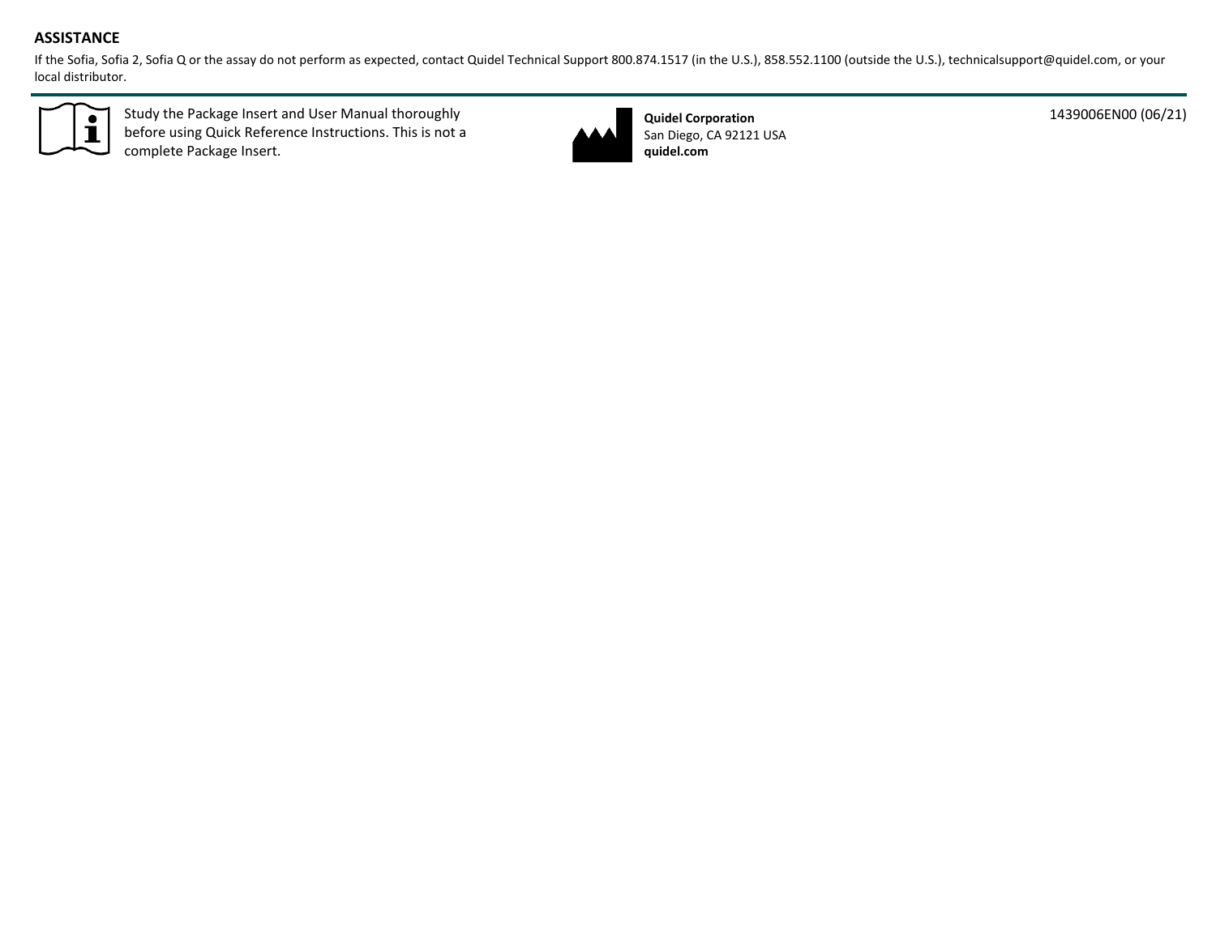## ASSISTANCE

If the Sofia, Sofia 2, Sofia Q or the assay do not perform as expected, contact Quidel Technical Support 800.874.1517 (in the U.S.), 858.552.1100 (outside the U.S.), technicalsupport@quidel.com, or your local distributor.

Study the Package Insert and User Manual thoroughly before using Quick Reference Instructions. This is not a complete Package Insert.

**Quidel Corporation**
San Diego, CA 92121 USA
**quidel.com**

1439006EN00 (06/21)